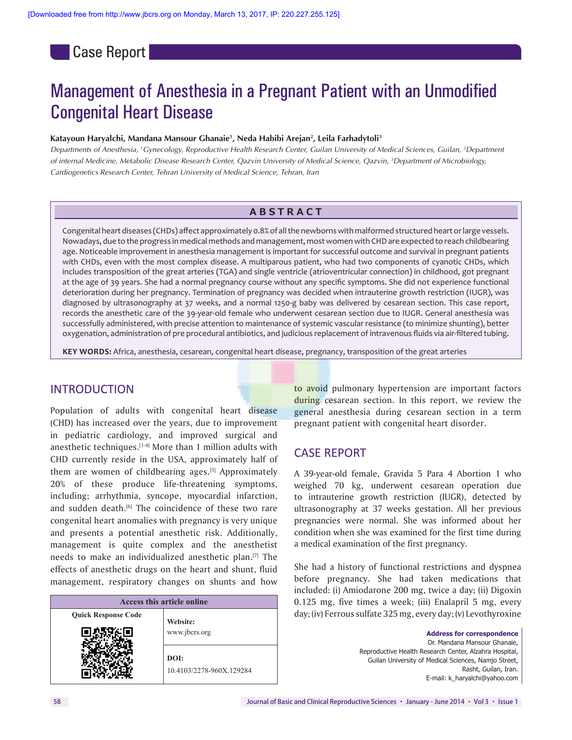Case Report

# Management of Anesthesia in a Pregnant Patient with an Unmodified Congenital Heart Disease

**Katayoun Haryalchi, Mandana Mansour Ghanaie[1], Neda Habibi Arejan[2], Leila Farhadytoli[3]**

*Departments of Anesthesia, [1]Gynecology, Reproductive Health Research Center, Guilan University of Medical Sciences, Guilan, [2]Department of internal Medicine, Metabolic Disease Research Center, Qazvin University of Medical Science, Qazvin, [3]Department of Microbiology, Cardiogenetics Research Center, Tehran University of Medical Science, Tehran, Iran*

## ABSTRACT

Congenital heart diseases (CHDs) affect approximately 0.8% of all the newborns with malformed structured heart or large vessels. Nowadays, due to the progress in medical methods and management, most women with CHD are expected to reach childbearing age. Noticeable improvement in anesthesia management is important for successful outcome and survival in pregnant patients with CHDs, even with the most complex disease. A multiparous patient, who had two components of cyanotic CHDs, which includes transposition of the great arteries (TGA) and single ventricle (atrioventricular connection) in childhood, got pregnant at the age of 39 years. She had a normal pregnancy course without any specific symptoms. She did not experience functional deterioration during her pregnancy. Termination of pregnancy was decided when intrauterine growth restriction (IUGR), was diagnosed by ultrasonography at 37 weeks, and a normal 1250-g baby was delivered by cesarean section. This case report, records the anesthetic care of the 39-year-old female who underwent cesarean section due to IUGR. General anesthesia was successfully administered, with precise attention to maintenance of systemic vascular resistance (to minimize shunting), better oxygenation, administration of pre procedural antibiotics, and judicious replacement of intravenous fluids via air-filtered tubing.

**KEY WORDS:** Africa, anesthesia, cesarean, congenital heart disease, pregnancy, transposition of the great arteries

## INTRODUCTION

Population of adults with congenital heart disease (CHD) has increased over the years, due to improvement in pediatric cardiology, and improved surgical and anesthetic techniques.[1-4] More than 1 million adults with CHD currently reside in the USA, approximately half of them are women of childbearing ages.[5] Approximately 20% of these produce life-threatening symptoms, including; arrhythmia, syncope, myocardial infarction, and sudden death.[6] The coincidence of these two rare congenital heart anomalies with pregnancy is very unique and presents a potential anesthetic risk. Additionally, management is quite complex and the anesthetist needs to make an individualized anesthetic plan.[7] The effects of anesthetic drugs on the heart and shunt, fluid management, respiratory changes on shunts and how to avoid pulmonary hypertension are important factors during cesarean section. In this report, we review the general anesthesia during cesarean section in a term pregnant patient with congenital heart disorder.

| Access this article online | |
|---|---|
| Quick Response Code | Website: www.jbcrs.org |
| | DOI: 10.4103/2278-960X.129284 |

## CASE REPORT

A 39-year-old female, Gravida 5 Para 4 Abortion 1 who weighed 70 kg, underwent cesarean operation due to intrauterine growth restriction (IUGR), detected by ultrasonography at 37 weeks gestation. All her previous pregnancies were normal. She was informed about her condition when she was examined for the first time during a medical examination of the first pregnancy.

She had a history of functional restrictions and dyspnea before pregnancy. She had taken medications that included: (i) Amiodarone 200 mg, twice a day; (ii) Digoxin 0.125 mg, five times a week; (iii) Enalapril 5 mg, every day; (iv) Ferrous sulfate 325 mg, every day; (v) Levothyroxine

**Address for correspondence**
Dr. Mandana Mansour Ghanaie,
Reproductive Health Research Center, Alzahra Hospital,
Guilan University of Medical Sciences, Namjo Street,
Rasht, Guilan, Iran.
E-mail: k_haryalchi@yahoo.com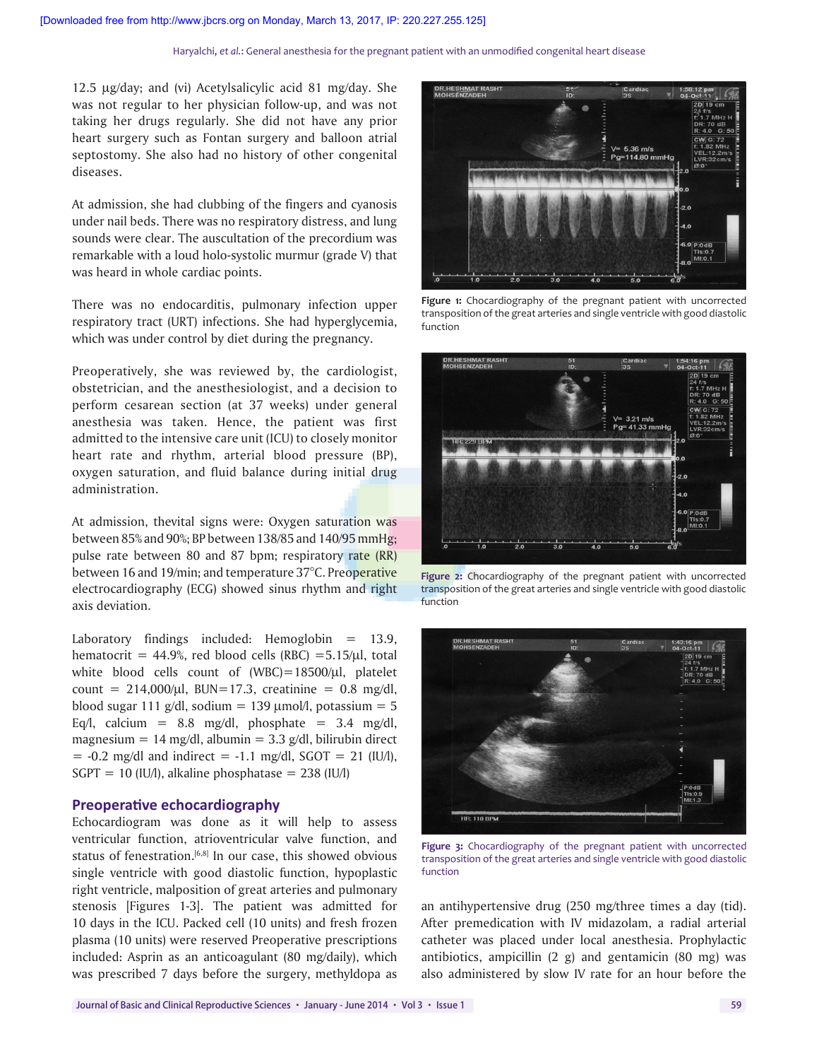12.5 μg/day; and (vi) Acetylsalicylic acid 81 mg/day. She was not regular to her physician follow-up, and was not taking her drugs regularly. She did not have any prior heart surgery such as Fontan surgery and balloon atrial septostomy. She also had no history of other congenital diseases.

At admission, she had clubbing of the fingers and cyanosis under nail beds. There was no respiratory distress, and lung sounds were clear. The auscultation of the precordium was remarkable with a loud holo-systolic murmur (grade V) that was heard in whole cardiac points.

There was no endocarditis, pulmonary infection upper respiratory tract (URT) infections. She had hyperglycemia, which was under control by diet during the pregnancy.

Preoperatively, she was reviewed by, the cardiologist, obstetrician, and the anesthesiologist, and a decision to perform cesarean section (at 37 weeks) under general anesthesia was taken. Hence, the patient was first admitted to the intensive care unit (ICU) to closely monitor heart rate and rhythm, arterial blood pressure (BP), oxygen saturation, and fluid balance during initial drug administration.

At admission, thevital signs were: Oxygen saturation was between 85% and 90%; BP between 138/85 and 140/95 mmHg; pulse rate between 80 and 87 bpm; respiratory rate (RR) between 16 and 19/min; and temperature 37°C. Preoperative electrocardiography (ECG) showed sinus rhythm and right axis deviation.

Laboratory findings included: Hemoglobin = 13.9, hematocrit = 44.9%, red blood cells (RBC) =5.15/μl, total white blood cells count of (WBC)=18500/μl, platelet count = 214,000/μl, BUN=17.3, creatinine = 0.8 mg/dl, blood sugar 111 g/dl, sodium = 139 μmol/l, potassium = 5 Eq/l, calcium = 8.8 mg/dl, phosphate = 3.4 mg/dl, magnesium = 14 mg/dl, albumin = 3.3 g/dl, bilirubin direct = -0.2 mg/dl and indirect = -1.1 mg/dl, SGOT = 21 (IU/l), SGPT = 10 (IU/l), alkaline phosphatase = 238 (IU/l)

## Preoperative echocardiography

Echocardiogram was done as it will help to assess ventricular function, atrioventricular valve function, and status of fenestration.[6,8] In our case, this showed obvious single ventricle with good diastolic function, hypoplastic right ventricle, malposition of great arteries and pulmonary stenosis [Figures 1-3]. The patient was admitted for 10 days in the ICU. Packed cell (10 units) and fresh frozen plasma (10 units) were reserved Preoperative prescriptions included: Asprin as an anticoagulant (80 mg/daily), which was prescribed 7 days before the surgery, methyldopa as an antihypertensive drug (250 mg/three times a day (tid). After premedication with IV midazolam, a radial arterial catheter was placed under local anesthesia. Prophylactic antibiotics, ampicillin (2 g) and gentamicin (80 mg) was also administered by slow IV rate for an hour before the

**Figure 1:** Chocardiography of the pregnant patient with uncorrected transposition of the great arteries and single ventricle with good diastolic function

**Figure 2:** Chocardiography of the pregnant patient with uncorrected transposition of the great arteries and single ventricle with good diastolic function

**Figure 3:** Chocardiography of the pregnant patient with uncorrected transposition of the great arteries and single ventricle with good diastolic function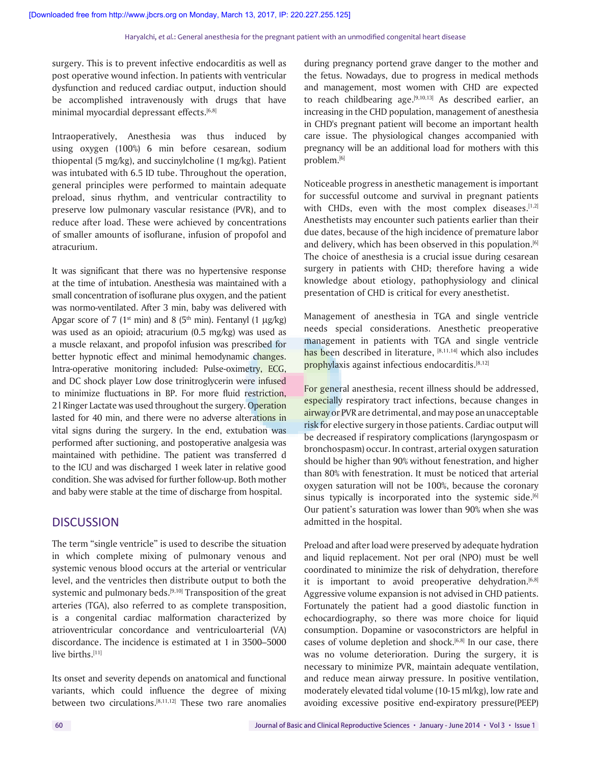surgery. This is to prevent infective endocarditis as well as post operative wound infection. In patients with ventricular dysfunction and reduced cardiac output, induction should be accomplished intravenously with drugs that have minimal myocardial depressant effects.[6,8]

Intraoperatively, Anesthesia was thus induced by using oxygen (100%) 6 min before cesarean, sodium thiopental (5 mg/kg), and succinylcholine (1 mg/kg). Patient was intubated with 6.5 ID tube. Throughout the operation, general principles were performed to maintain adequate preload, sinus rhythm, and ventricular contractility to preserve low pulmonary vascular resistance (PVR), and to reduce after load. These were achieved by concentrations of smaller amounts of isoflurane, infusion of propofol and atracurium.

It was significant that there was no hypertensive response at the time of intubation. Anesthesia was maintained with a small concentration of isoflurane plus oxygen, and the patient was normo-ventilated. After 3 min, baby was delivered with Apgar score of 7 (1st min) and 8 (5th min). Fentanyl (1 µg/kg) was used as an opioid; atracurium (0.5 mg/kg) was used as a muscle relaxant, and propofol infusion was prescribed for better hypnotic effect and minimal hemodynamic changes. Intra-operative monitoring included: Pulse-oximetry, ECG, and DC shock player Low dose trinitroglycerin were infused to minimize fluctuations in BP. For more fluid restriction, 2 l Ringer Lactate was used throughout the surgery. Operation lasted for 40 min, and there were no adverse alterations in vital signs during the surgery. In the end, extubation was performed after suctioning, and postoperative analgesia was maintained with pethidine. The patient was transferred d to the ICU and was discharged 1 week later in relative good condition. She was advised for further follow-up. Both mother and baby were stable at the time of discharge from hospital.

## DISCUSSION

The term "single ventricle" is used to describe the situation in which complete mixing of pulmonary venous and systemic venous blood occurs at the arterial or ventricular level, and the ventricles then distribute output to both the systemic and pulmonary beds.[9,10] Transposition of the great arteries (TGA), also referred to as complete transposition, is a congenital cardiac malformation characterized by atrioventricular concordance and ventriculoarterial (VA) discordance. The incidence is estimated at 1 in 3500–5000 live births.[11]

Its onset and severity depends on anatomical and functional variants, which could influence the degree of mixing between two circulations.[8,11,12] These two rare anomalies during pregnancy portend grave danger to the mother and the fetus. Nowadays, due to progress in medical methods and management, most women with CHD are expected to reach childbearing age.[9,10,13] As described earlier, an increasing in the CHD population, management of anesthesia in CHD's pregnant patient will become an important health care issue. The physiological changes accompanied with pregnancy will be an additional load for mothers with this problem.[6]

Noticeable progress in anesthetic management is important for successful outcome and survival in pregnant patients with CHDs, even with the most complex diseases.[1,2] Anesthetists may encounter such patients earlier than their due dates, because of the high incidence of premature labor and delivery, which has been observed in this population.[6] The choice of anesthesia is a crucial issue during cesarean surgery in patients with CHD; therefore having a wide knowledge about etiology, pathophysiology and clinical presentation of CHD is critical for every anesthetist.

Management of anesthesia in TGA and single ventricle needs special considerations. Anesthetic preoperative management in patients with TGA and single ventricle has been described in literature, [8,11,14] which also includes prophylaxis against infectious endocarditis.[8,12]

For general anesthesia, recent illness should be addressed, especially respiratory tract infections, because changes in airway or PVR are detrimental, and may pose an unacceptable risk for elective surgery in those patients. Cardiac output will be decreased if respiratory complications (laryngospasm or bronchospasm) occur. In contrast, arterial oxygen saturation should be higher than 90% without fenestration, and higher than 80% with fenestration. It must be noticed that arterial oxygen saturation will not be 100%, because the coronary sinus typically is incorporated into the systemic side.[6] Our patient's saturation was lower than 90% when she was admitted in the hospital.

Preload and after load were preserved by adequate hydration and liquid replacement. Not per oral (NPO) must be well coordinated to minimize the risk of dehydration, therefore it is important to avoid preoperative dehydration.[6,8] Aggressive volume expansion is not advised in CHD patients. Fortunately the patient had a good diastolic function in echocardiography, so there was more choice for liquid consumption. Dopamine or vasoconstrictors are helpful in cases of volume depletion and shock.[6,8] In our case, there was no volume deterioration. During the surgery, it is necessary to minimize PVR, maintain adequate ventilation, and reduce mean airway pressure. In positive ventilation, moderately elevated tidal volume (10-15 ml/kg), low rate and avoiding excessive positive end-expiratory pressure(PEEP)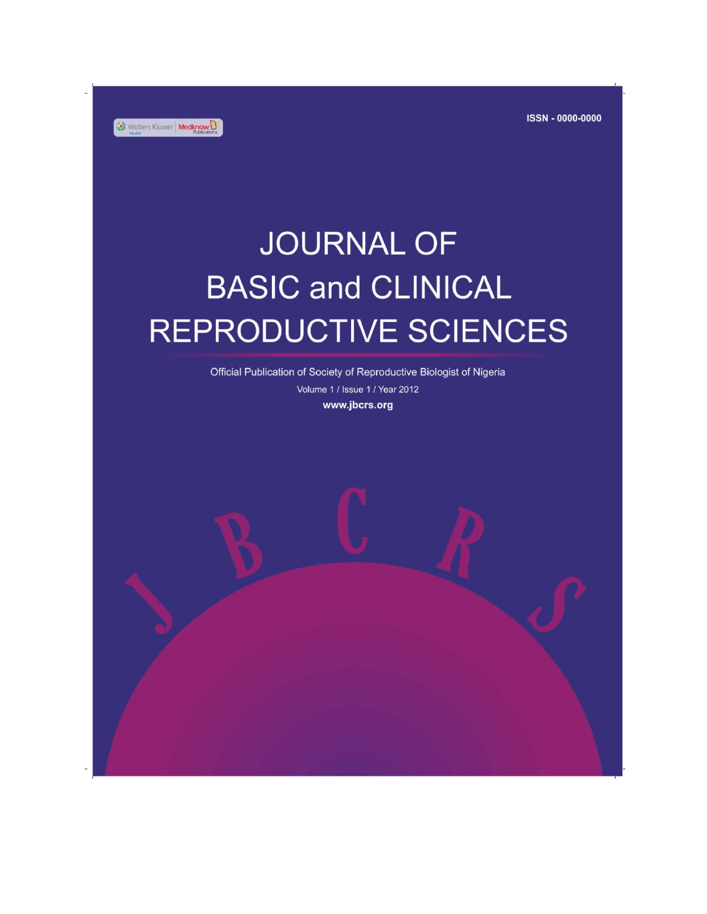Wolters Kluwer Health | Medknow Publications

ISSN - 0000-0000

# JOURNAL OF BASIC and CLINICAL REPRODUCTIVE SCIENCES

Official Publication of Society of Reproductive Biologist of Nigeria

Volume 1 / Issue 1 / Year 2012

**www.jbcrs.org**

JBCRS